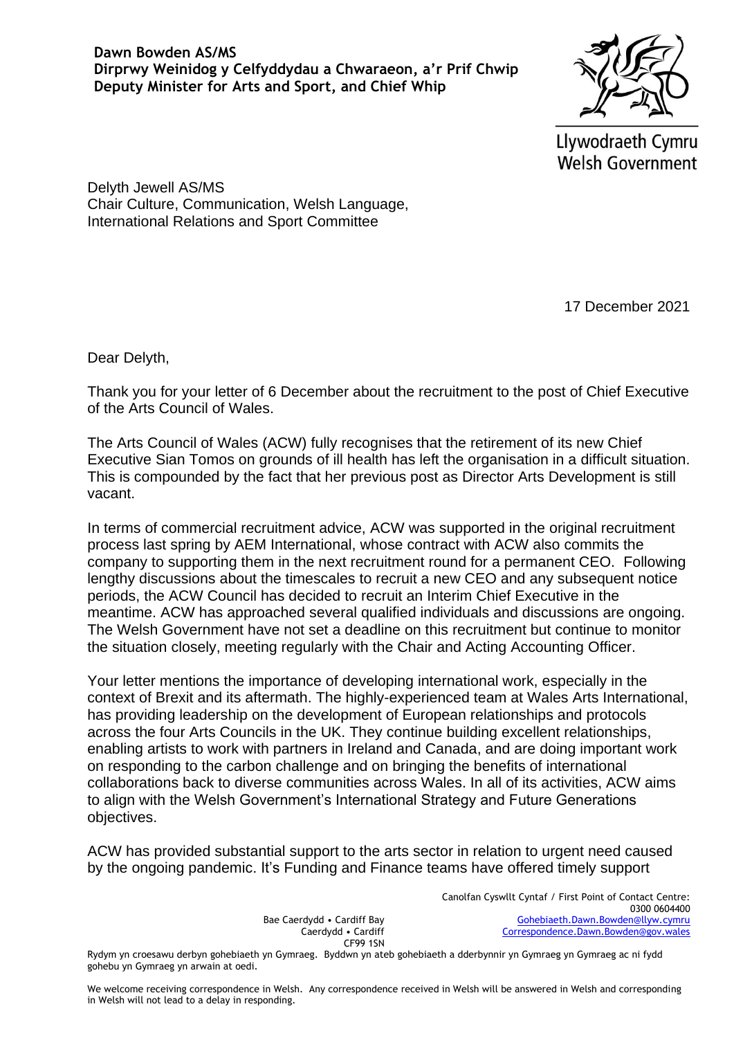**Dawn Bowden AS/MS**
**Dirprwy Weinidog y Celfyddydau a Chwaraeon, a'r Prif Chwip**
**Deputy Minister for Arts and Sport, and Chief Whip**

Llywodraeth Cymru
Welsh Government

Delyth Jewell AS/MS
Chair Culture, Communication, Welsh Language, International Relations and Sport Committee

17 December 2021

Dear Delyth,

Thank you for your letter of 6 December about the recruitment to the post of Chief Executive of the Arts Council of Wales.

The Arts Council of Wales (ACW) fully recognises that the retirement of its new Chief Executive Sian Tomos on grounds of ill health has left the organisation in a difficult situation. This is compounded by the fact that her previous post as Director Arts Development is still vacant.

In terms of commercial recruitment advice, ACW was supported in the original recruitment process last spring by AEM International, whose contract with ACW also commits the company to supporting them in the next recruitment round for a permanent CEO. Following lengthy discussions about the timescales to recruit a new CEO and any subsequent notice periods, the ACW Council has decided to recruit an Interim Chief Executive in the meantime. ACW has approached several qualified individuals and discussions are ongoing. The Welsh Government have not set a deadline on this recruitment but continue to monitor the situation closely, meeting regularly with the Chair and Acting Accounting Officer.

Your letter mentions the importance of developing international work, especially in the context of Brexit and its aftermath. The highly-experienced team at Wales Arts International, has providing leadership on the development of European relationships and protocols across the four Arts Councils in the UK. They continue building excellent relationships, enabling artists to work with partners in Ireland and Canada, and are doing important work on responding to the carbon challenge and on bringing the benefits of international collaborations back to diverse communities across Wales. In all of its activities, ACW aims to align with the Welsh Government's International Strategy and Future Generations objectives.

ACW has provided substantial support to the arts sector in relation to urgent need caused by the ongoing pandemic. It's Funding and Finance teams have offered timely support

Bae Caerdydd • Cardiff Bay
Caerdydd • Cardiff
CF99 1SN

Canolfan Cyswllt Cyntaf / First Point of Contact Centre:
0300 0604400
Gohebiaeth.Dawn.Bowden@llyw.cymru
Correspondence.Dawn.Bowden@gov.wales

Rydym yn croesawu derbyn gohebiaeth yn Gymraeg. Byddwn yn ateb gohebiaeth a dderbynnir yn Gymraeg yn Gymraeg ac ni fydd gohebu yn Gymraeg yn arwain at oedi.

We welcome receiving correspondence in Welsh. Any correspondence received in Welsh will be answered in Welsh and corresponding in Welsh will not lead to a delay in responding.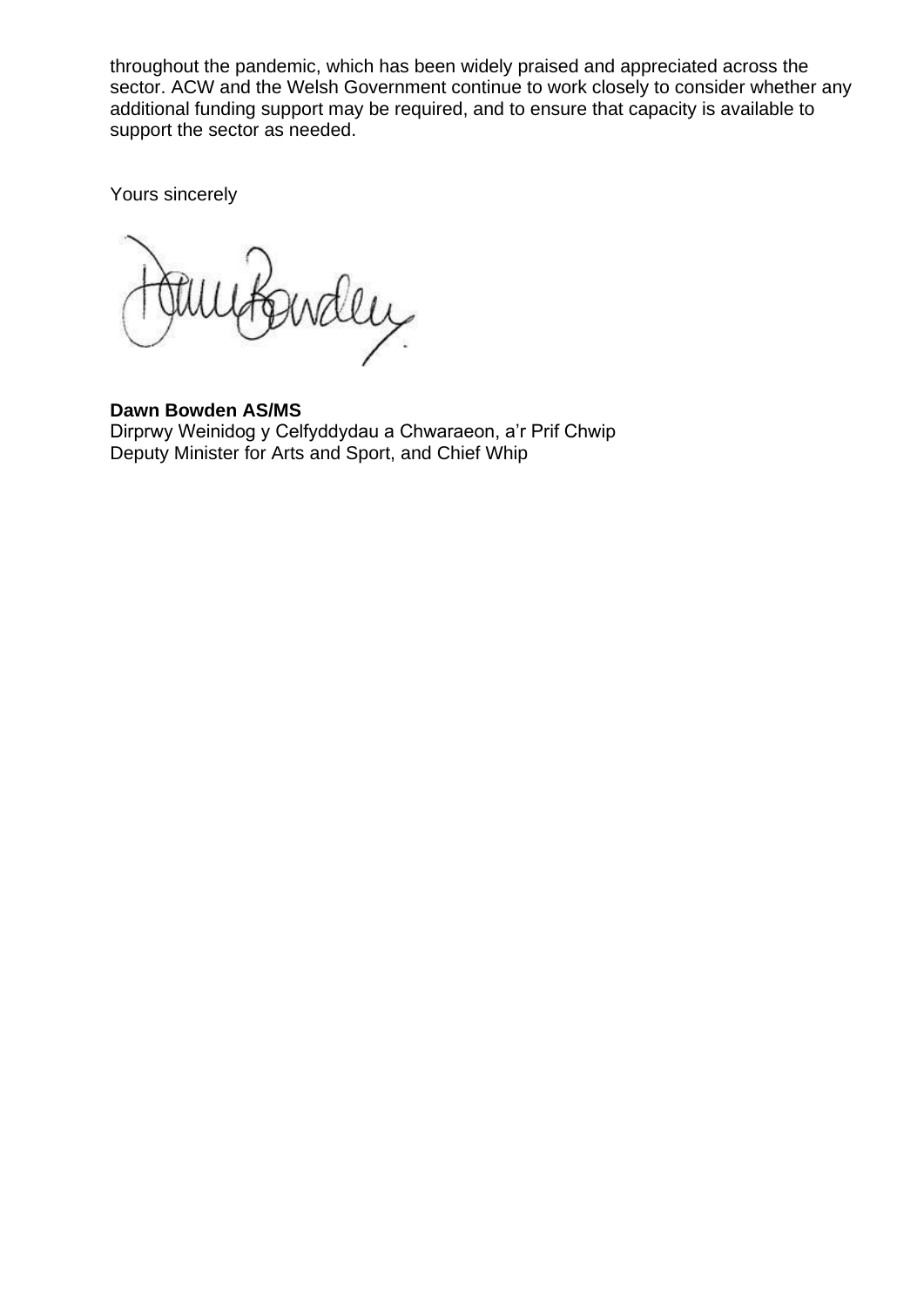throughout the pandemic, which has been widely praised and appreciated across the sector. ACW and the Welsh Government continue to work closely to consider whether any additional funding support may be required, and to ensure that capacity is available to support the sector as needed.

Yours sincerely

**Dawn Bowden AS/MS**
Dirprwy Weinidog y Celfyddydau a Chwaraeon, a'r Prif Chwip
Deputy Minister for Arts and Sport, and Chief Whip